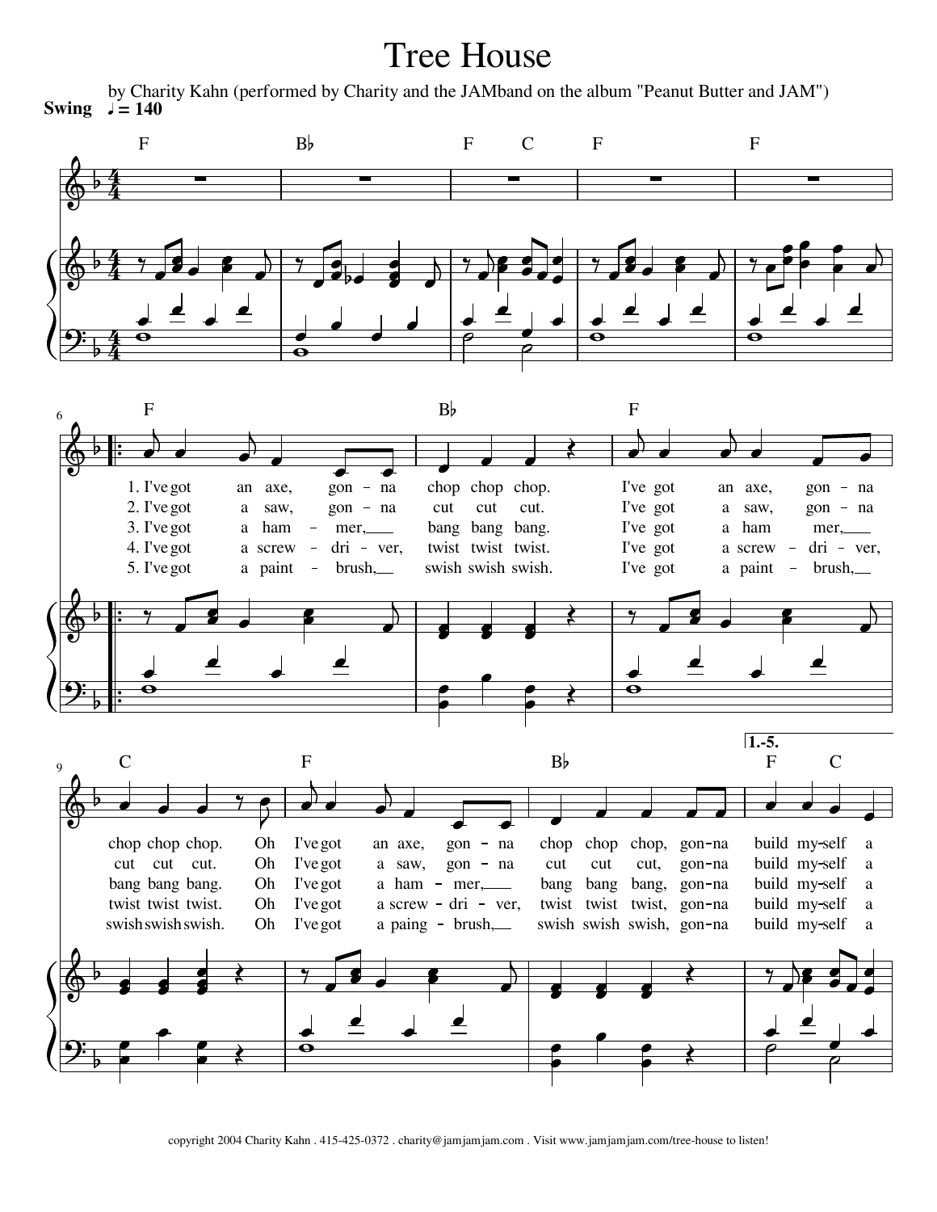# Tree House

by Charity Kahn (performed by Charity and the JAMband on the album "Peanut Butter and JAM")

**Swing** ♩ = 140

Chords: F | B♭ | F C | F | F

6 Chords: F | B♭ | F

1. I've got an axe, gon - na chop chop chop. I've got an axe, gon - na
2. I've got a saw, gon - na cut cut cut. I've got a saw, gon - na
3. I've got a ham - mer, bang bang bang. I've got a ham mer,
4. I've got a screw - dri - ver, twist twist twist. I've got a screw - dri - ver,
5. I've got a paint - brush, swish swish swish. I've got a paint - brush,

9 Chords: C | F | B♭ | **1.-5.** F C

- chop chop chop. Oh I've got an axe, gon - na chop chop chop, gon-na build my-self a
- cut cut cut. Oh I've got a saw, gon - na cut cut cut, gon-na build my-self a
- bang bang bang. Oh I've got a ham - mer, bang bang bang, gon-na build my-self a
- twist twist twist. Oh I've got a screw - dri - ver, twist twist twist, gon-na build my-self a
- swish swish swish. Oh I've got a paing - brush, swish swish swish, gon-na build my-self a

copyright 2004 Charity Kahn . 415-425-0372 . charity@jamjamjam.com . Visit www.jamjamjam.com/tree-house to listen!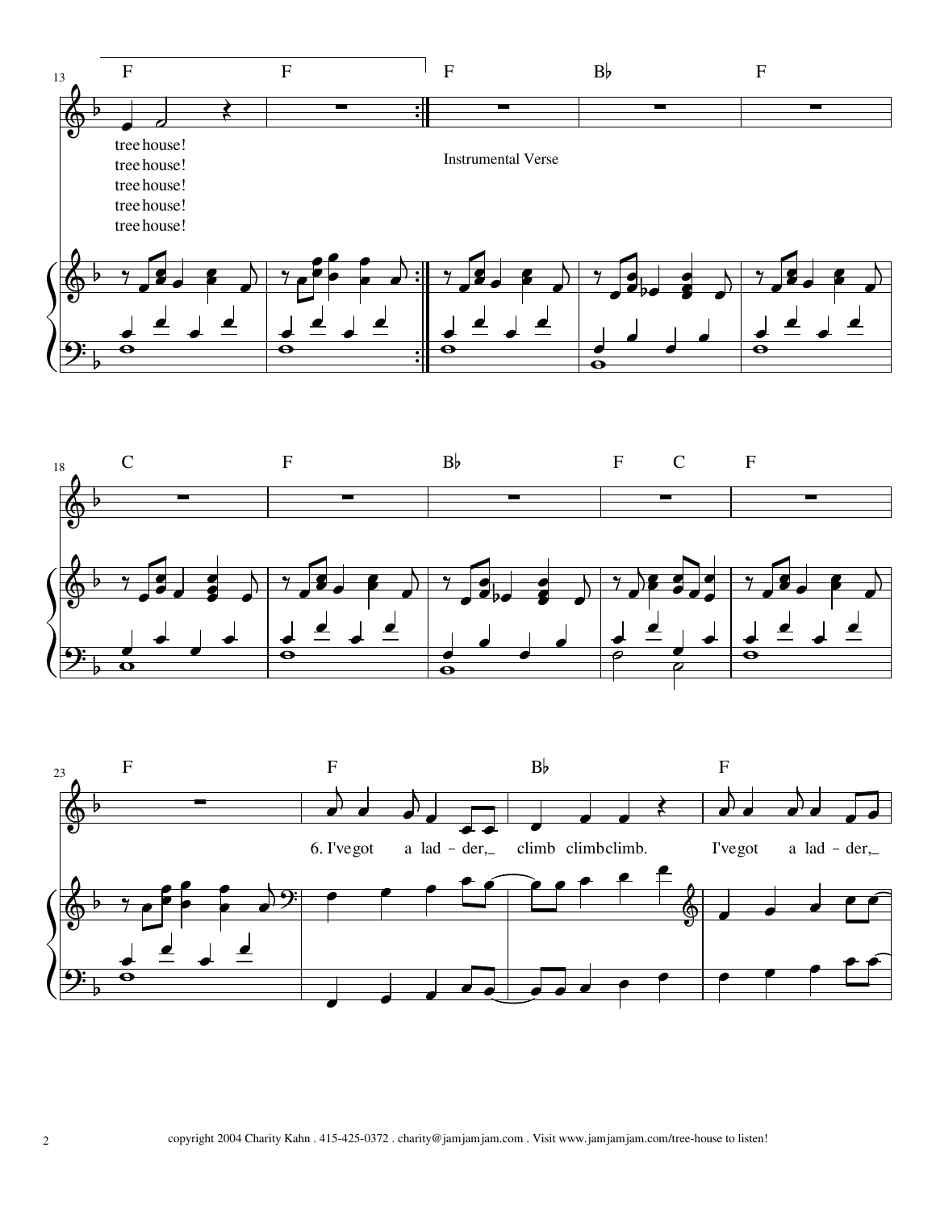tree house!
tree house!
tree house!
tree house!
tree house!

Instrumental Verse

6. I've got a lad - der, climb climb climb. I've got a lad - der,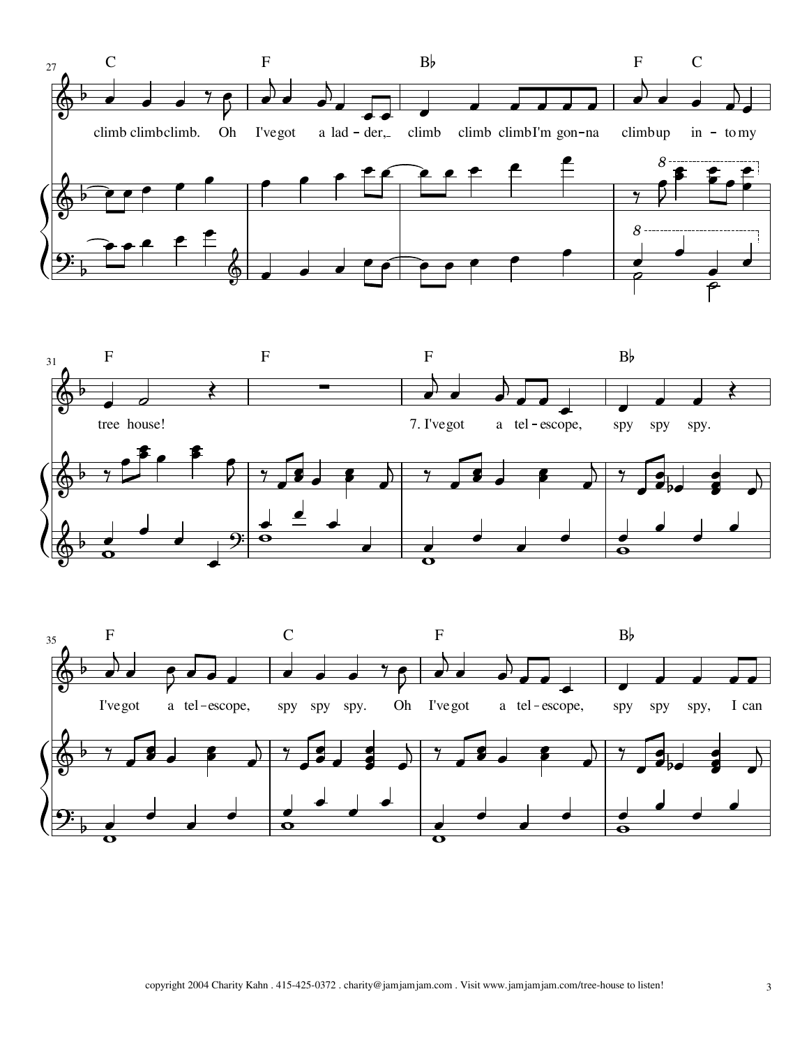27

C F B♭ F C

climb climb climb. Oh I've got a lad-der, climb climb climb I'm gon-na climb up in-to my

31

F F F B♭

tree house! 7. I've got a tel-escope, spy spy spy.

35

F C F B♭

I've got a tel-escope, spy spy spy. Oh I've got a tel-escope, spy spy spy, I can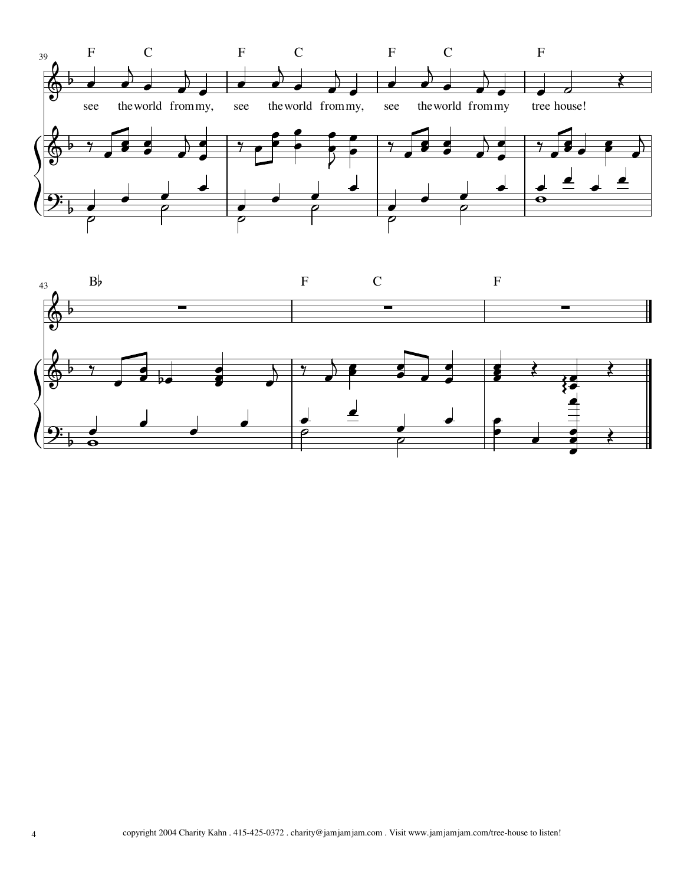39

F C F C F C F

see the world from my, see the world from my, see the world from my tree house!

43

B♭ F C F